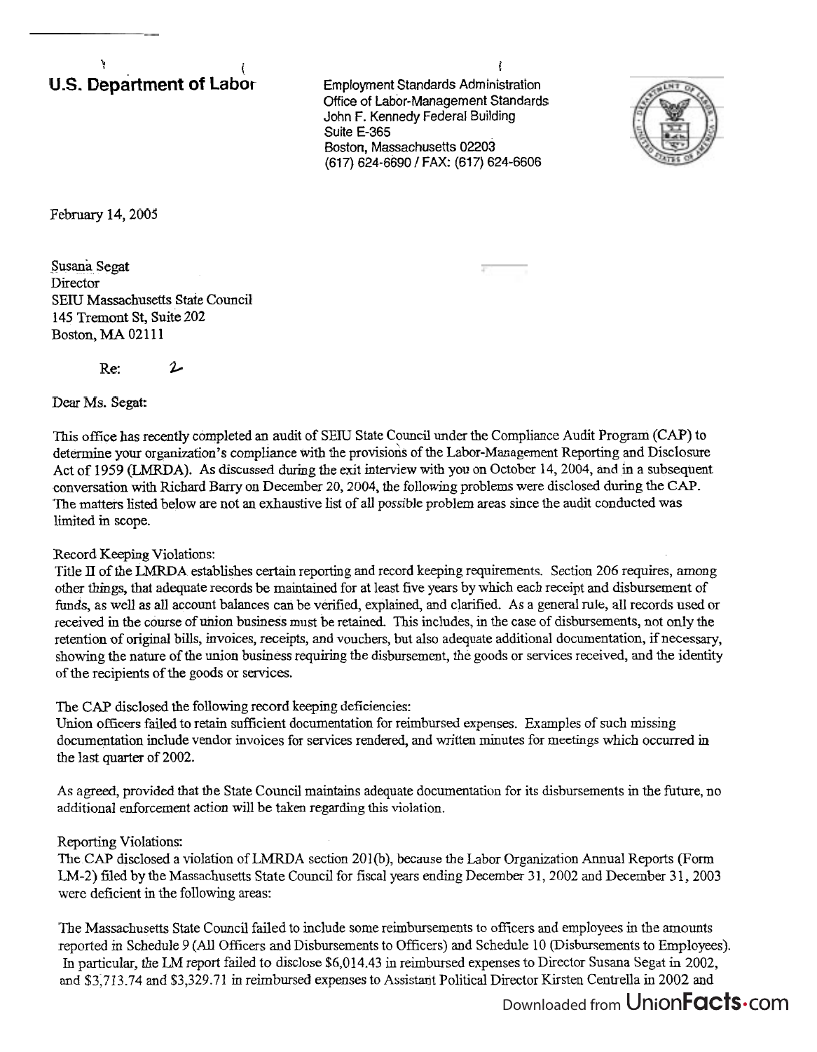**U.S. Department of Labor**

Employment Standards Administration
Office of Labor-Management Standards
John F. Kennedy Federal Building
Suite E-365
Boston, Massachusetts 02203
(617) 624-6690 / FAX: (617) 624-6606

February 14, 2005

Susana Segat
Director
SEIU Massachusetts State Council
145 Tremont St, Suite 202
Boston, MA 02111

Re: 2

Dear Ms. Segat:

This office has recently completed an audit of SEIU State Council under the Compliance Audit Program (CAP) to determine your organization's compliance with the provisions of the Labor-Management Reporting and Disclosure Act of 1959 (LMRDA). As discussed during the exit interview with you on October 14, 2004, and in a subsequent conversation with Richard Barry on December 20, 2004, the following problems were disclosed during the CAP. The matters listed below are not an exhaustive list of all possible problem areas since the audit conducted was limited in scope.

Record Keeping Violations:
Title II of the LMRDA establishes certain reporting and record keeping requirements. Section 206 requires, among other things, that adequate records be maintained for at least five years by which each receipt and disbursement of funds, as well as all account balances can be verified, explained, and clarified. As a general rule, all records used or received in the course of union business must be retained. This includes, in the case of disbursements, not only the retention of original bills, invoices, receipts, and vouchers, but also adequate additional documentation, if necessary, showing the nature of the union business requiring the disbursement, the goods or services received, and the identity of the recipients of the goods or services.

The CAP disclosed the following record keeping deficiencies:
Union officers failed to retain sufficient documentation for reimbursed expenses. Examples of such missing documentation include vendor invoices for services rendered, and written minutes for meetings which occurred in the last quarter of 2002.

As agreed, provided that the State Council maintains adequate documentation for its disbursements in the future, no additional enforcement action will be taken regarding this violation.

Reporting Violations:
The CAP disclosed a violation of LMRDA section 201(b), because the Labor Organization Annual Reports (Form LM-2) filed by the Massachusetts State Council for fiscal years ending December 31, 2002 and December 31, 2003 were deficient in the following areas:

The Massachusetts State Council failed to include some reimbursements to officers and employees in the amounts reported in Schedule 9 (All Officers and Disbursements to Officers) and Schedule 10 (Disbursements to Employees). In particular, the LM report failed to disclose $6,014.43 in reimbursed expenses to Director Susana Segat in 2002, and $3,713.74 and $3,329.71 in reimbursed expenses to Assistant Political Director Kirsten Centrella in 2002 and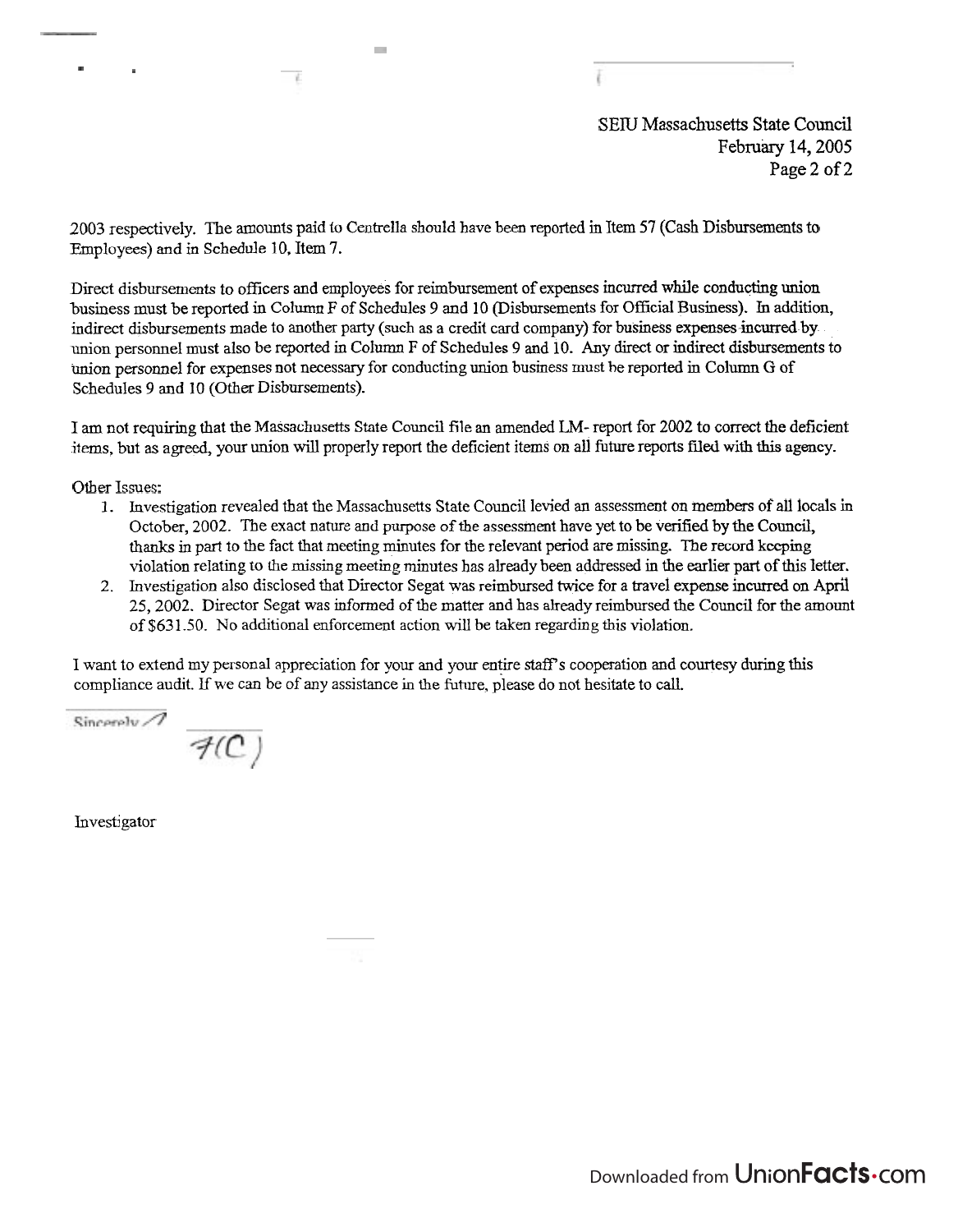2003 respectively. The amounts paid to Centrella should have been reported in Item 57 (Cash Disbursements to Employees) and in Schedule 10, Item 7.

Direct disbursements to officers and employees for reimbursement of expenses incurred while conducting union business must be reported in Column F of Schedules 9 and 10 (Disbursements for Official Business). In addition, indirect disbursements made to another party (such as a credit card company) for business expenses incurred by union personnel must also be reported in Column F of Schedules 9 and 10. Any direct or indirect disbursements to union personnel for expenses not necessary for conducting union business must be reported in Column G of Schedules 9 and 10 (Other Disbursements).

I am not requiring that the Massachusetts State Council file an amended LM- report for 2002 to correct the deficient items, but as agreed, your union will properly report the deficient items on all future reports filed with this agency.

Other Issues:

1. Investigation revealed that the Massachusetts State Council levied an assessment on members of all locals in October, 2002. The exact nature and purpose of the assessment have yet to be verified by the Council, thanks in part to the fact that meeting minutes for the relevant period are missing. The record keeping violation relating to the missing meeting minutes has already been addressed in the earlier part of this letter.
2. Investigation also disclosed that Director Segat was reimbursed twice for a travel expense incurred on April 25, 2002. Director Segat was informed of the matter and has already reimbursed the Council for the amount of $631.50. No additional enforcement action will be taken regarding this violation.

I want to extend my personal appreciation for your and your entire staff's cooperation and courtesy during this compliance audit. If we can be of any assistance in the future, please do not hesitate to call.

Sincerely,

7(C)

Investigator